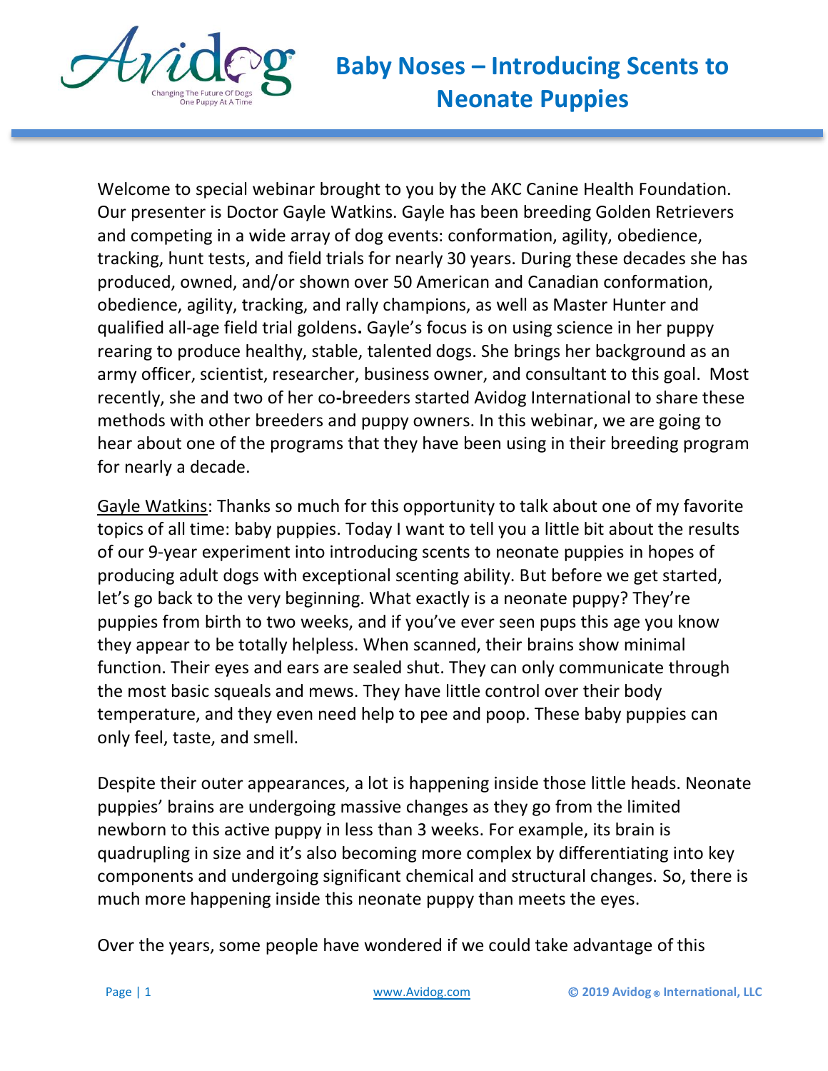# Baby Noses – Introducing Scents to Neonate Puppies

Welcome to special webinar brought to you by the AKC Canine Health Foundation. Our presenter is Doctor Gayle Watkins. Gayle has been breeding Golden Retrievers and competing in a wide array of dog events: conformation, agility, obedience, tracking, hunt tests, and field trials for nearly 30 years. During these decades she has produced, owned, and/or shown over 50 American and Canadian conformation, obedience, agility, tracking, and rally champions, as well as Master Hunter and qualified all-age field trial goldens**.** Gayle's focus is on using science in her puppy rearing to produce healthy, stable, talented dogs. She brings her background as an army officer, scientist, researcher, business owner, and consultant to this goal. Most recently, she and two of her co-breeders started Avidog International to share these methods with other breeders and puppy owners. In this webinar, we are going to hear about one of the programs that they have been using in their breeding program for nearly a decade.

Gayle Watkins: Thanks so much for this opportunity to talk about one of my favorite topics of all time: baby puppies. Today I want to tell you a little bit about the results of our 9-year experiment into introducing scents to neonate puppies in hopes of producing adult dogs with exceptional scenting ability. But before we get started, let's go back to the very beginning. What exactly is a neonate puppy? They're puppies from birth to two weeks, and if you've ever seen pups this age you know they appear to be totally helpless. When scanned, their brains show minimal function. Their eyes and ears are sealed shut. They can only communicate through the most basic squeals and mews. They have little control over their body temperature, and they even need help to pee and poop. These baby puppies can only feel, taste, and smell.

Despite their outer appearances, a lot is happening inside those little heads. Neonate puppies' brains are undergoing massive changes as they go from the limited newborn to this active puppy in less than 3 weeks. For example, its brain is quadrupling in size and it's also becoming more complex by differentiating into key components and undergoing significant chemical and structural changes. So, there is much more happening inside this neonate puppy than meets the eyes.

Over the years, some people have wondered if we could take advantage of this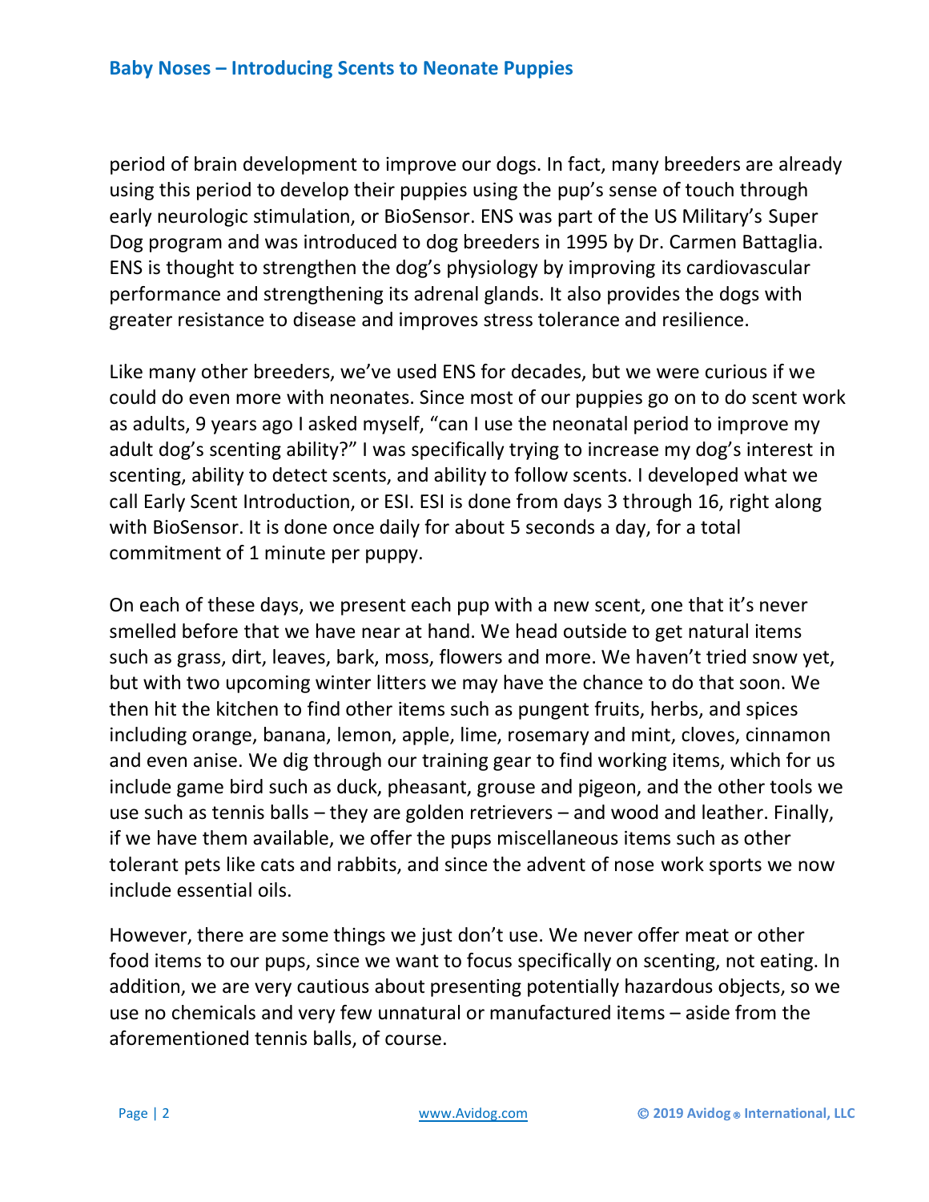period of brain development to improve our dogs. In fact, many breeders are already using this period to develop their puppies using the pup's sense of touch through early neurologic stimulation, or BioSensor. ENS was part of the US Military's Super Dog program and was introduced to dog breeders in 1995 by Dr. Carmen Battaglia. ENS is thought to strengthen the dog's physiology by improving its cardiovascular performance and strengthening its adrenal glands. It also provides the dogs with greater resistance to disease and improves stress tolerance and resilience.

Like many other breeders, we've used ENS for decades, but we were curious if we could do even more with neonates. Since most of our puppies go on to do scent work as adults, 9 years ago I asked myself, "can I use the neonatal period to improve my adult dog's scenting ability?" I was specifically trying to increase my dog's interest in scenting, ability to detect scents, and ability to follow scents. I developed what we call Early Scent Introduction, or ESI. ESI is done from days 3 through 16, right along with BioSensor. It is done once daily for about 5 seconds a day, for a total commitment of 1 minute per puppy.

On each of these days, we present each pup with a new scent, one that it's never smelled before that we have near at hand. We head outside to get natural items such as grass, dirt, leaves, bark, moss, flowers and more. We haven't tried snow yet, but with two upcoming winter litters we may have the chance to do that soon. We then hit the kitchen to find other items such as pungent fruits, herbs, and spices including orange, banana, lemon, apple, lime, rosemary and mint, cloves, cinnamon and even anise. We dig through our training gear to find working items, which for us include game bird such as duck, pheasant, grouse and pigeon, and the other tools we use such as tennis balls – they are golden retrievers – and wood and leather. Finally, if we have them available, we offer the pups miscellaneous items such as other tolerant pets like cats and rabbits, and since the advent of nose work sports we now include essential oils.

However, there are some things we just don't use. We never offer meat or other food items to our pups, since we want to focus specifically on scenting, not eating. In addition, we are very cautious about presenting potentially hazardous objects, so we use no chemicals and very few unnatural or manufactured items – aside from the aforementioned tennis balls, of course.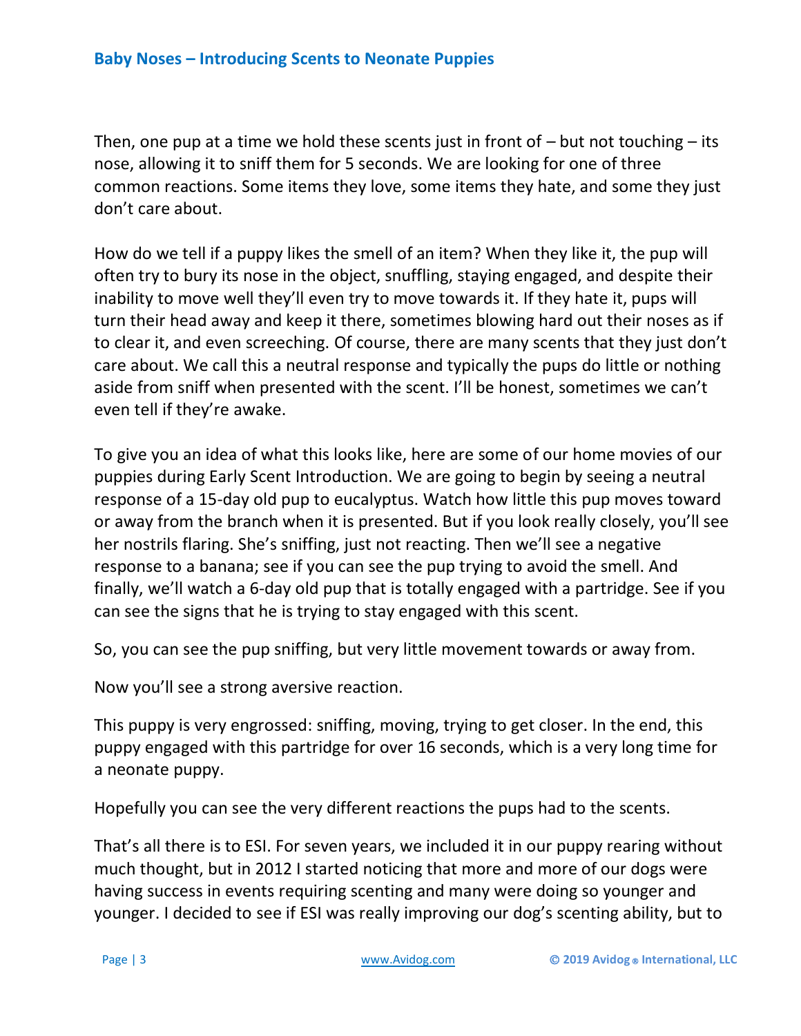Then, one pup at a time we hold these scents just in front of – but not touching – its nose, allowing it to sniff them for 5 seconds. We are looking for one of three common reactions. Some items they love, some items they hate, and some they just don't care about.

How do we tell if a puppy likes the smell of an item? When they like it, the pup will often try to bury its nose in the object, snuffling, staying engaged, and despite their inability to move well they'll even try to move towards it. If they hate it, pups will turn their head away and keep it there, sometimes blowing hard out their noses as if to clear it, and even screeching. Of course, there are many scents that they just don't care about. We call this a neutral response and typically the pups do little or nothing aside from sniff when presented with the scent. I'll be honest, sometimes we can't even tell if they're awake.

To give you an idea of what this looks like, here are some of our home movies of our puppies during Early Scent Introduction. We are going to begin by seeing a neutral response of a 15-day old pup to eucalyptus. Watch how little this pup moves toward or away from the branch when it is presented. But if you look really closely, you'll see her nostrils flaring. She's sniffing, just not reacting. Then we'll see a negative response to a banana; see if you can see the pup trying to avoid the smell. And finally, we'll watch a 6-day old pup that is totally engaged with a partridge. See if you can see the signs that he is trying to stay engaged with this scent.

So, you can see the pup sniffing, but very little movement towards or away from.

Now you'll see a strong aversive reaction.

This puppy is very engrossed: sniffing, moving, trying to get closer. In the end, this puppy engaged with this partridge for over 16 seconds, which is a very long time for a neonate puppy.

Hopefully you can see the very different reactions the pups had to the scents.

That's all there is to ESI. For seven years, we included it in our puppy rearing without much thought, but in 2012 I started noticing that more and more of our dogs were having success in events requiring scenting and many were doing so younger and younger. I decided to see if ESI was really improving our dog's scenting ability, but to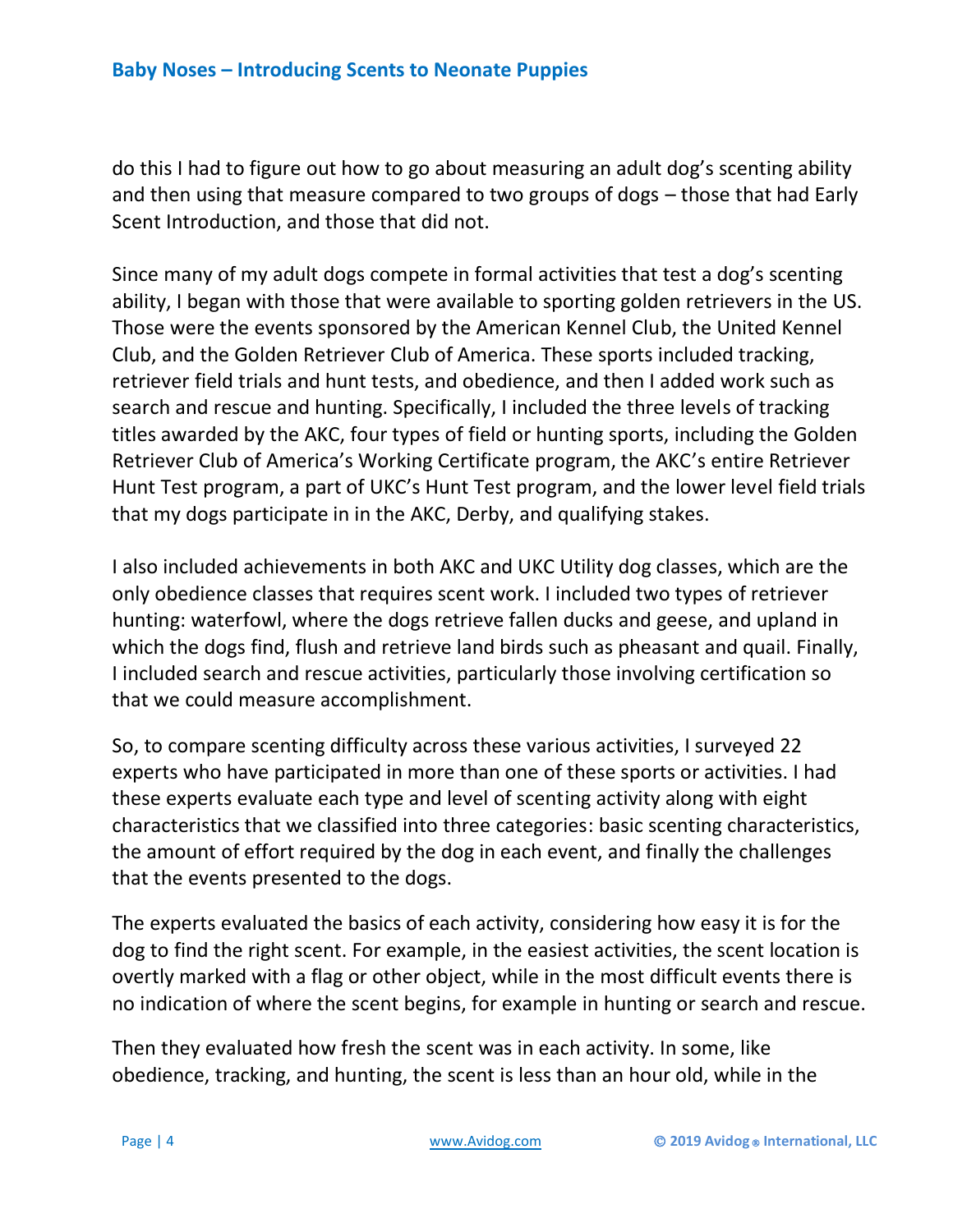do this I had to figure out how to go about measuring an adult dog's scenting ability and then using that measure compared to two groups of dogs – those that had Early Scent Introduction, and those that did not.

Since many of my adult dogs compete in formal activities that test a dog's scenting ability, I began with those that were available to sporting golden retrievers in the US. Those were the events sponsored by the American Kennel Club, the United Kennel Club, and the Golden Retriever Club of America. These sports included tracking, retriever field trials and hunt tests, and obedience, and then I added work such as search and rescue and hunting. Specifically, I included the three levels of tracking titles awarded by the AKC, four types of field or hunting sports, including the Golden Retriever Club of America's Working Certificate program, the AKC's entire Retriever Hunt Test program, a part of UKC's Hunt Test program, and the lower level field trials that my dogs participate in in the AKC, Derby, and qualifying stakes.

I also included achievements in both AKC and UKC Utility dog classes, which are the only obedience classes that requires scent work. I included two types of retriever hunting: waterfowl, where the dogs retrieve fallen ducks and geese, and upland in which the dogs find, flush and retrieve land birds such as pheasant and quail. Finally, I included search and rescue activities, particularly those involving certification so that we could measure accomplishment.

So, to compare scenting difficulty across these various activities, I surveyed 22 experts who have participated in more than one of these sports or activities. I had these experts evaluate each type and level of scenting activity along with eight characteristics that we classified into three categories: basic scenting characteristics, the amount of effort required by the dog in each event, and finally the challenges that the events presented to the dogs.

The experts evaluated the basics of each activity, considering how easy it is for the dog to find the right scent. For example, in the easiest activities, the scent location is overtly marked with a flag or other object, while in the most difficult events there is no indication of where the scent begins, for example in hunting or search and rescue.

Then they evaluated how fresh the scent was in each activity. In some, like obedience, tracking, and hunting, the scent is less than an hour old, while in the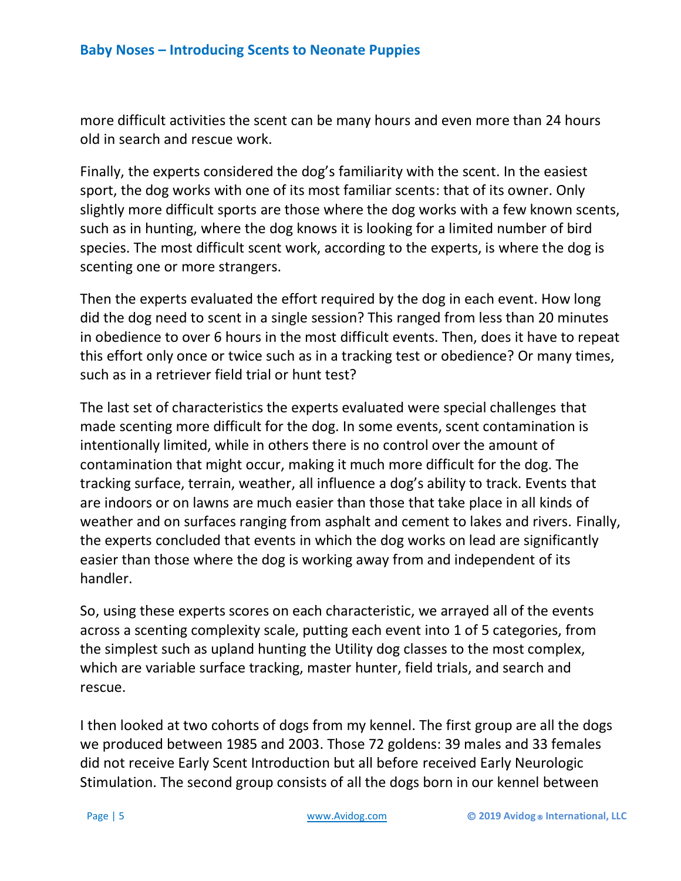more difficult activities the scent can be many hours and even more than 24 hours old in search and rescue work.

Finally, the experts considered the dog's familiarity with the scent. In the easiest sport, the dog works with one of its most familiar scents: that of its owner. Only slightly more difficult sports are those where the dog works with a few known scents, such as in hunting, where the dog knows it is looking for a limited number of bird species. The most difficult scent work, according to the experts, is where the dog is scenting one or more strangers.

Then the experts evaluated the effort required by the dog in each event. How long did the dog need to scent in a single session? This ranged from less than 20 minutes in obedience to over 6 hours in the most difficult events. Then, does it have to repeat this effort only once or twice such as in a tracking test or obedience? Or many times, such as in a retriever field trial or hunt test?

The last set of characteristics the experts evaluated were special challenges that made scenting more difficult for the dog. In some events, scent contamination is intentionally limited, while in others there is no control over the amount of contamination that might occur, making it much more difficult for the dog. The tracking surface, terrain, weather, all influence a dog's ability to track. Events that are indoors or on lawns are much easier than those that take place in all kinds of weather and on surfaces ranging from asphalt and cement to lakes and rivers. Finally, the experts concluded that events in which the dog works on lead are significantly easier than those where the dog is working away from and independent of its handler.

So, using these experts scores on each characteristic, we arrayed all of the events across a scenting complexity scale, putting each event into 1 of 5 categories, from the simplest such as upland hunting the Utility dog classes to the most complex, which are variable surface tracking, master hunter, field trials, and search and rescue.

I then looked at two cohorts of dogs from my kennel. The first group are all the dogs we produced between 1985 and 2003. Those 72 goldens: 39 males and 33 females did not receive Early Scent Introduction but all before received Early Neurologic Stimulation. The second group consists of all the dogs born in our kennel between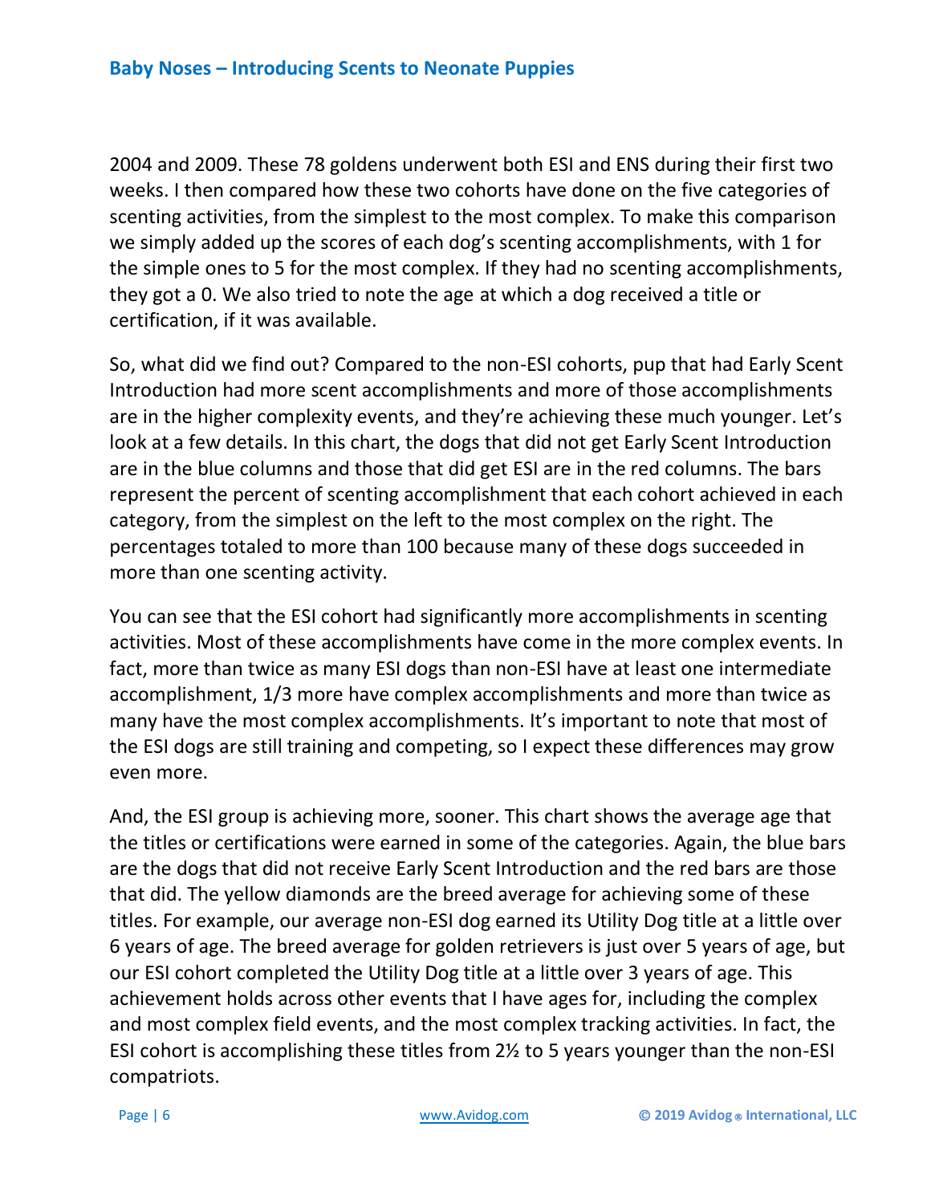2004 and 2009. These 78 goldens underwent both ESI and ENS during their first two weeks. I then compared how these two cohorts have done on the five categories of scenting activities, from the simplest to the most complex. To make this comparison we simply added up the scores of each dog's scenting accomplishments, with 1 for the simple ones to 5 for the most complex. If they had no scenting accomplishments, they got a 0. We also tried to note the age at which a dog received a title or certification, if it was available.

So, what did we find out? Compared to the non-ESI cohorts, pup that had Early Scent Introduction had more scent accomplishments and more of those accomplishments are in the higher complexity events, and they're achieving these much younger. Let's look at a few details. In this chart, the dogs that did not get Early Scent Introduction are in the blue columns and those that did get ESI are in the red columns. The bars represent the percent of scenting accomplishment that each cohort achieved in each category, from the simplest on the left to the most complex on the right. The percentages totaled to more than 100 because many of these dogs succeeded in more than one scenting activity.

You can see that the ESI cohort had significantly more accomplishments in scenting activities. Most of these accomplishments have come in the more complex events. In fact, more than twice as many ESI dogs than non-ESI have at least one intermediate accomplishment, 1/3 more have complex accomplishments and more than twice as many have the most complex accomplishments. It's important to note that most of the ESI dogs are still training and competing, so I expect these differences may grow even more.

And, the ESI group is achieving more, sooner. This chart shows the average age that the titles or certifications were earned in some of the categories. Again, the blue bars are the dogs that did not receive Early Scent Introduction and the red bars are those that did. The yellow diamonds are the breed average for achieving some of these titles. For example, our average non-ESI dog earned its Utility Dog title at a little over 6 years of age. The breed average for golden retrievers is just over 5 years of age, but our ESI cohort completed the Utility Dog title at a little over 3 years of age. This achievement holds across other events that I have ages for, including the complex and most complex field events, and the most complex tracking activities. In fact, the ESI cohort is accomplishing these titles from 2½ to 5 years younger than the non-ESI compatriots.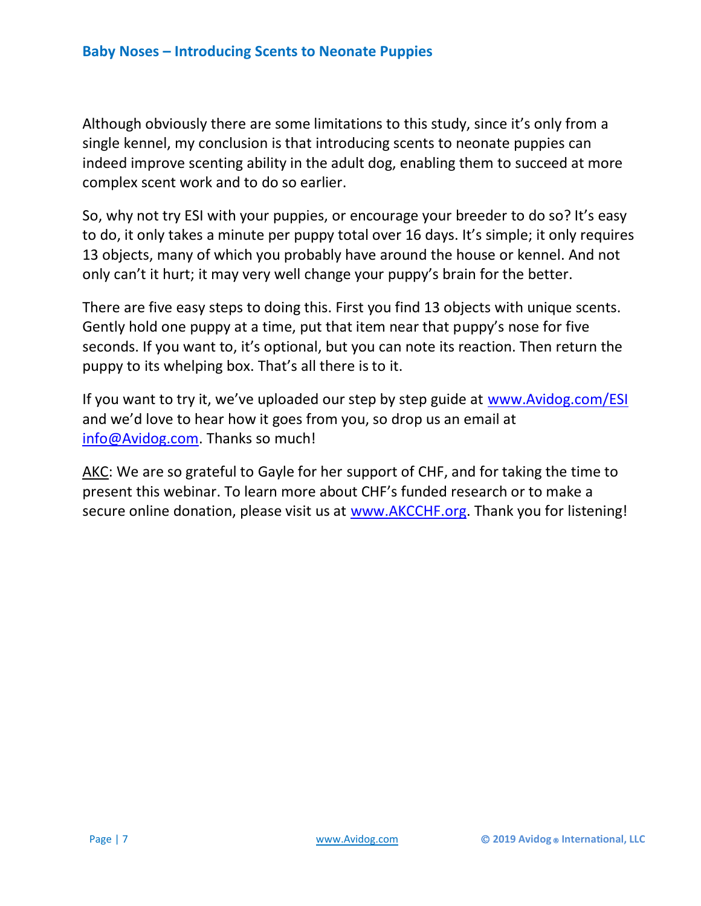Although obviously there are some limitations to this study, since it's only from a single kennel, my conclusion is that introducing scents to neonate puppies can indeed improve scenting ability in the adult dog, enabling them to succeed at more complex scent work and to do so earlier.

So, why not try ESI with your puppies, or encourage your breeder to do so? It's easy to do, it only takes a minute per puppy total over 16 days. It's simple; it only requires 13 objects, many of which you probably have around the house or kennel. And not only can't it hurt; it may very well change your puppy's brain for the better.

There are five easy steps to doing this. First you find 13 objects with unique scents. Gently hold one puppy at a time, put that item near that puppy's nose for five seconds. If you want to, it's optional, but you can note its reaction. Then return the puppy to its whelping box. That's all there is to it.

If you want to try it, we've uploaded our step by step guide at [www.Avidog.com/ESI](http://www.Avidog.com/ESI) and we'd love to hear how it goes from you, so drop us an email at [info@Avidog.com](mailto:info@Avidog.com). Thanks so much!

AKC: We are so grateful to Gayle for her support of CHF, and for taking the time to present this webinar. To learn more about CHF's funded research or to make a secure online donation, please visit us at [www.AKCCHF.org](http://www.AKCCHF.org). Thank you for listening!